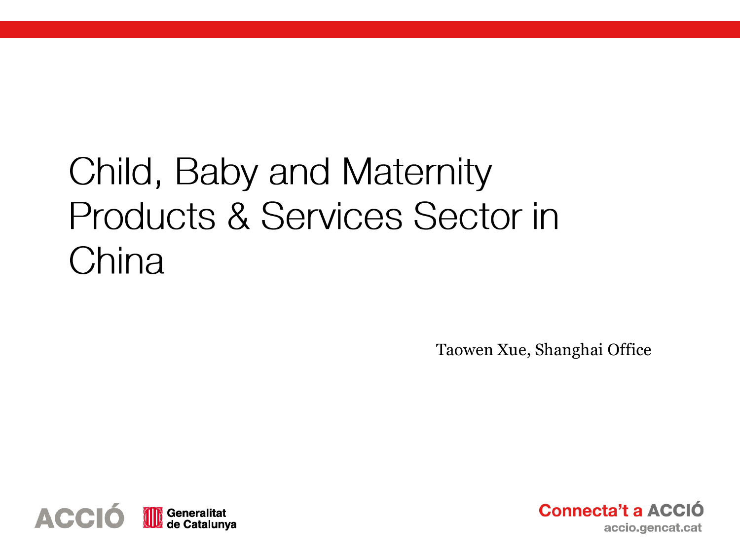# Child, Baby and Maternity Products & Services Sector in China

Taowen Xue, Shanghai Office

ACCIÓ Generalitat de Catalunya

Connecta't a ACCIÓ
accio.gencat.cat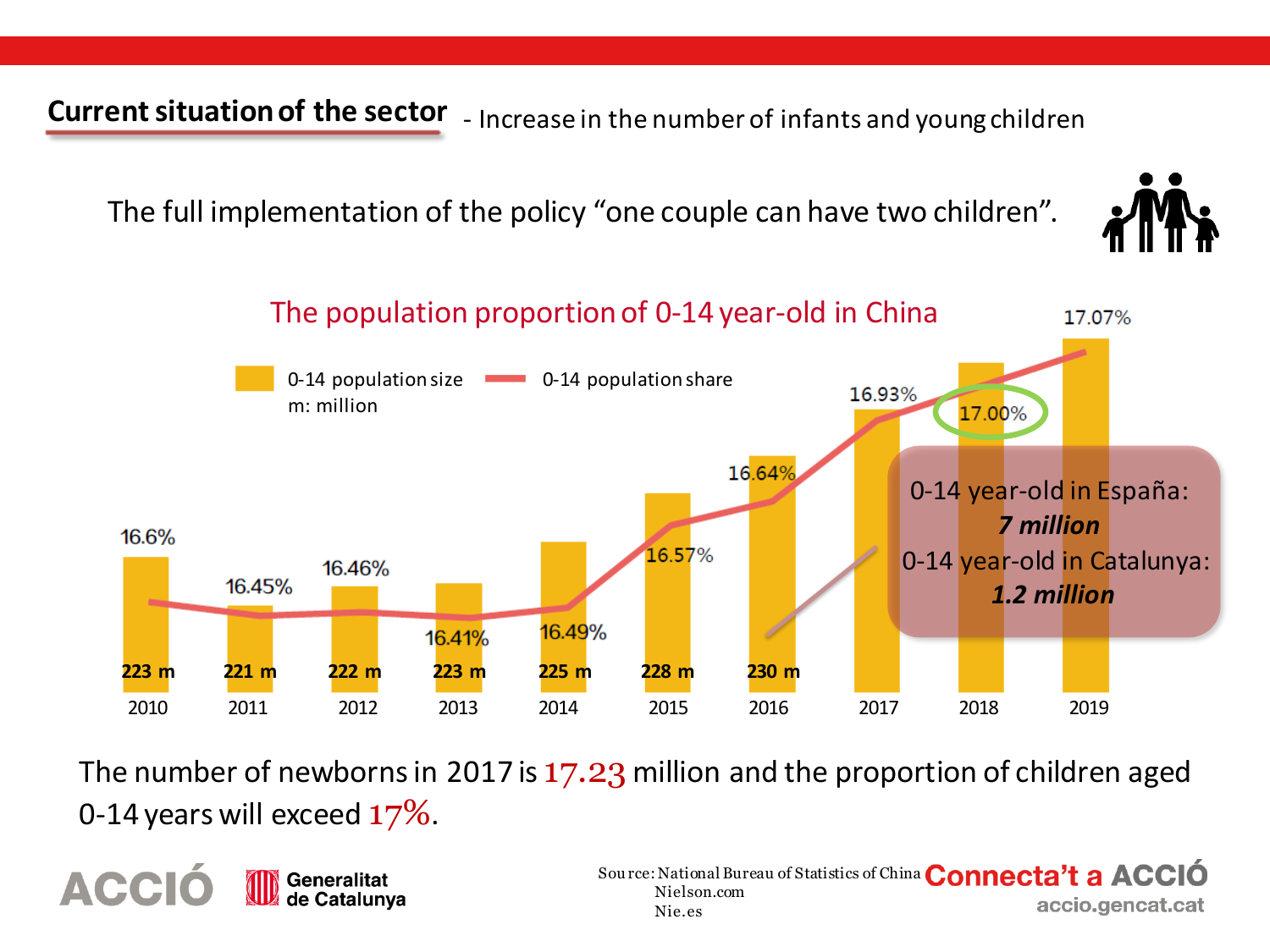## Current situation of the sector - Increase in the number of infants and young children

The full implementation of the policy “one couple can have two children”.

### The population proportion of 0-14 year-old in China

0-14 population size (m: million) — 0-14 population share

| Year | 0-14 population size | 0-14 population share |
|---|---|---|
| 2010 | 223 m | 16.6% |
| 2011 | 221 m | 16.45% |
| 2012 | 222 m | 16.46% |
| 2013 | 223 m | 16.41% |
| 2014 | 225 m | 16.49% |
| 2015 | 228 m | 16.57% |
| 2016 | 230 m | 16.64% |
| 2017 | | 16.93% |
| 2018 | | 17.00% |
| 2019 | | 17.07% |

0-14 year-old in España: ***7 million***

0-14 year-old in Catalunya: ***1.2 million***

The number of newborns in 2017 is 17.23 million and the proportion of children aged 0-14 years will exceed 17%.

Source: National Bureau of Statistics of China
Nielson.com
Nie.es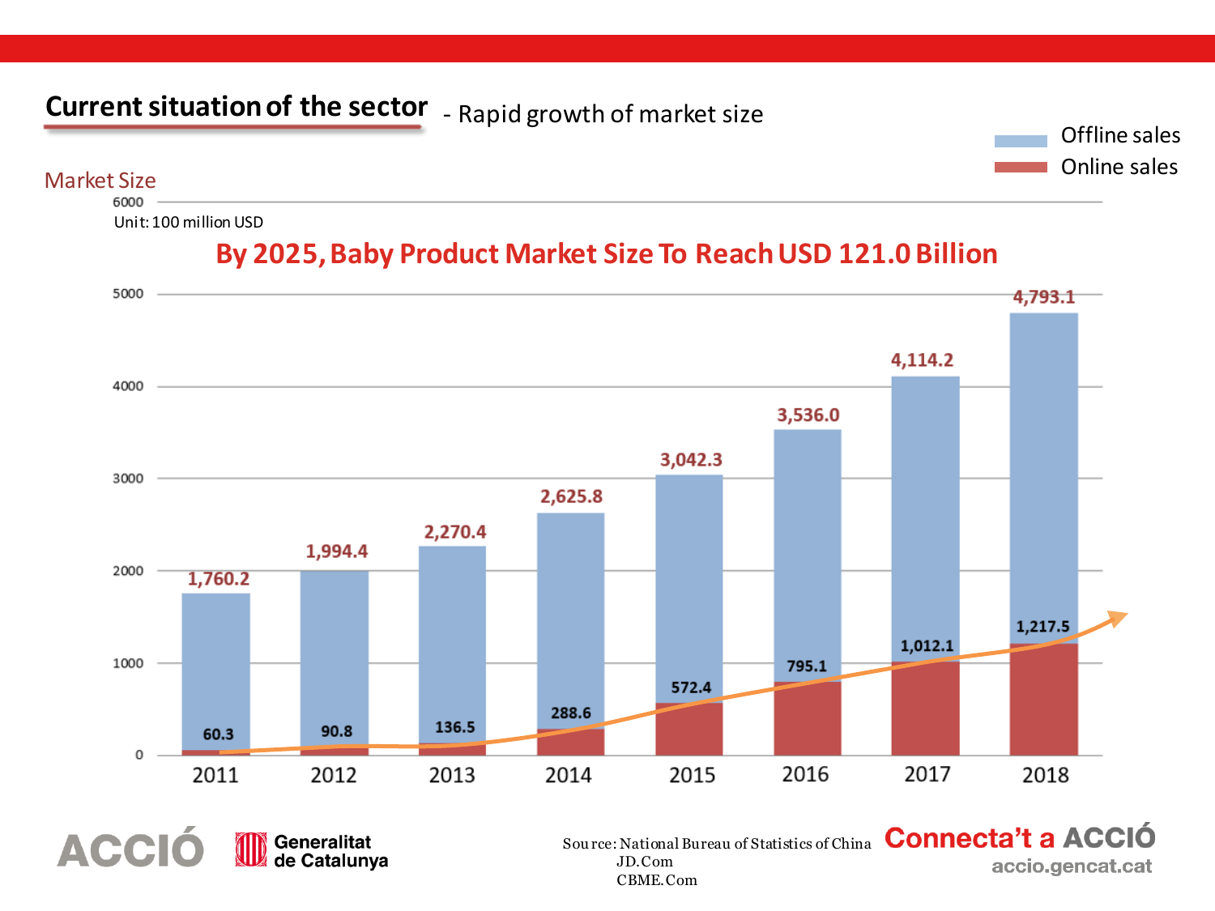## Current situation of the sector - Rapid growth of market size

Market Size

Unit: 100 million USD

**By 2025, Baby Product Market Size To Reach USD 121.0 Billion**

| Year | Total | Online sales |
|---|---|---|
| 2011 | 1,760.2 | 60.3 |
| 2012 | 1,994.4 | 90.8 |
| 2013 | 2,270.4 | 136.5 |
| 2014 | 2,625.8 | 288.6 |
| 2015 | 3,042.3 | 572.4 |
| 2016 | 3,536.0 | 795.1 |
| 2017 | 4,114.2 | 1,012.1 |
| 2018 | 4,793.1 | 1,217.5 |

Offline sales / Online sales

Source: National Bureau of Statistics of China
JD.Com
CBME.Com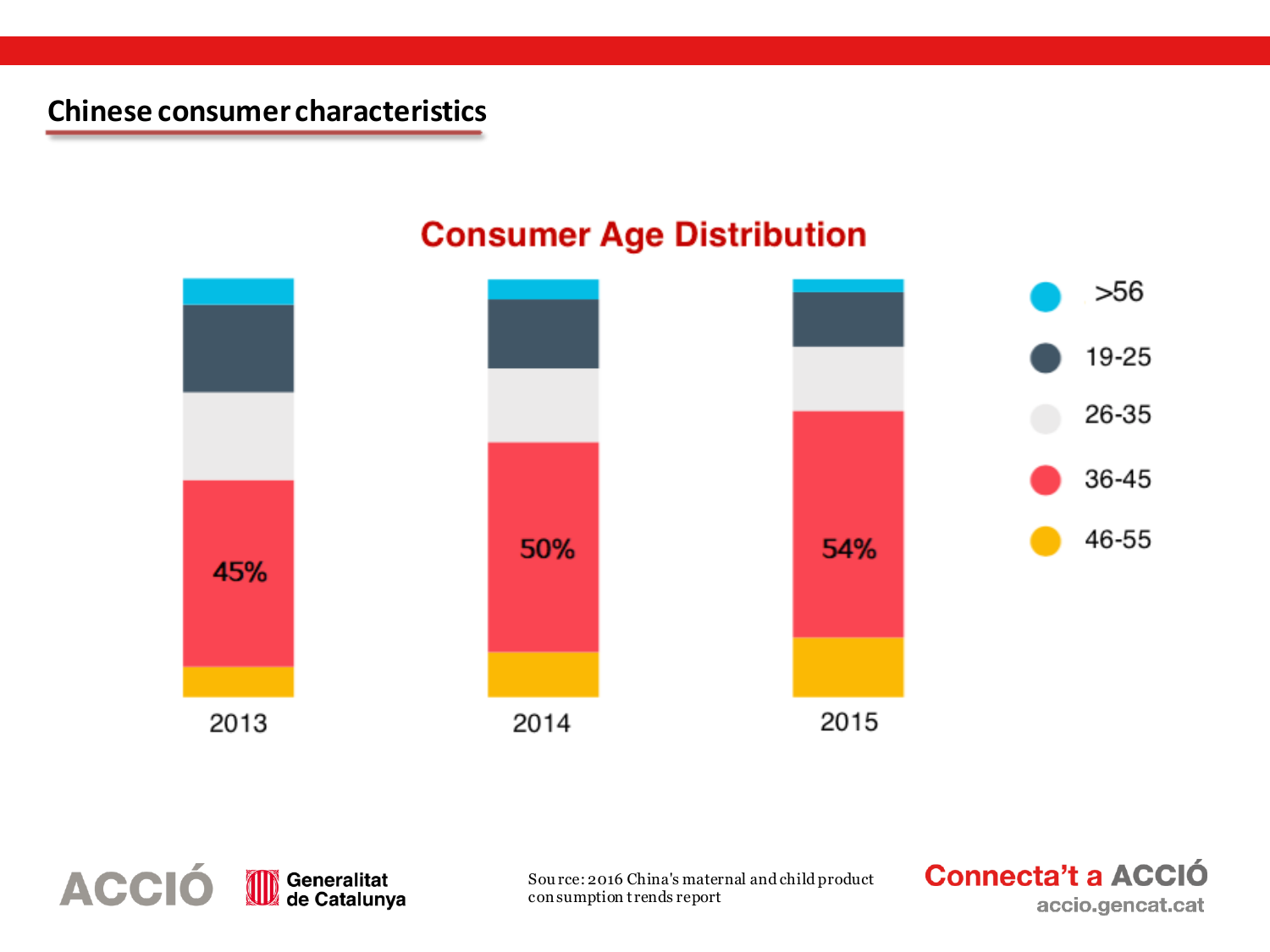## Chinese consumer characteristics

**Consumer Age Distribution**

| Year | 36-45 |
|---|---|
| 2013 | 45% |
| 2014 | 50% |
| 2015 | 54% |

Legend: >56, 19-25, 26-35, 36-45, 46-55

Source: 2016 China's maternal and child product consumption trends report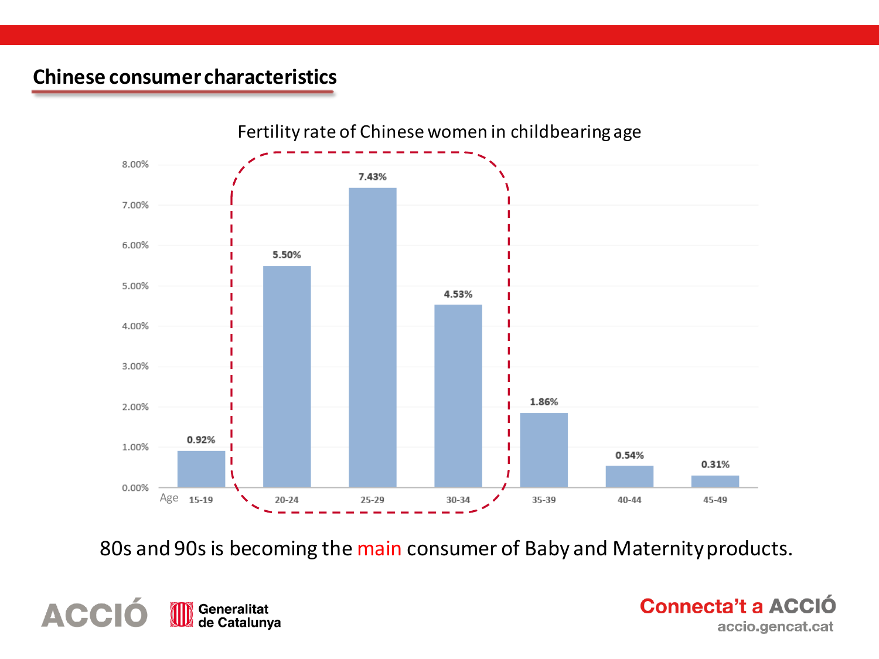## Chinese consumer characteristics

Fertility rate of Chinese women in childbearing age

| Age | 15-19 | 20-24 | 25-29 | 30-34 | 35-39 | 40-44 | 45-49 |
|---|---|---|---|---|---|---|---|
| Fertility rate | 0.92% | 5.50% | 7.43% | 4.53% | 1.86% | 0.54% | 0.31% |

80s and 90s is becoming the main consumer of Baby and Maternity products.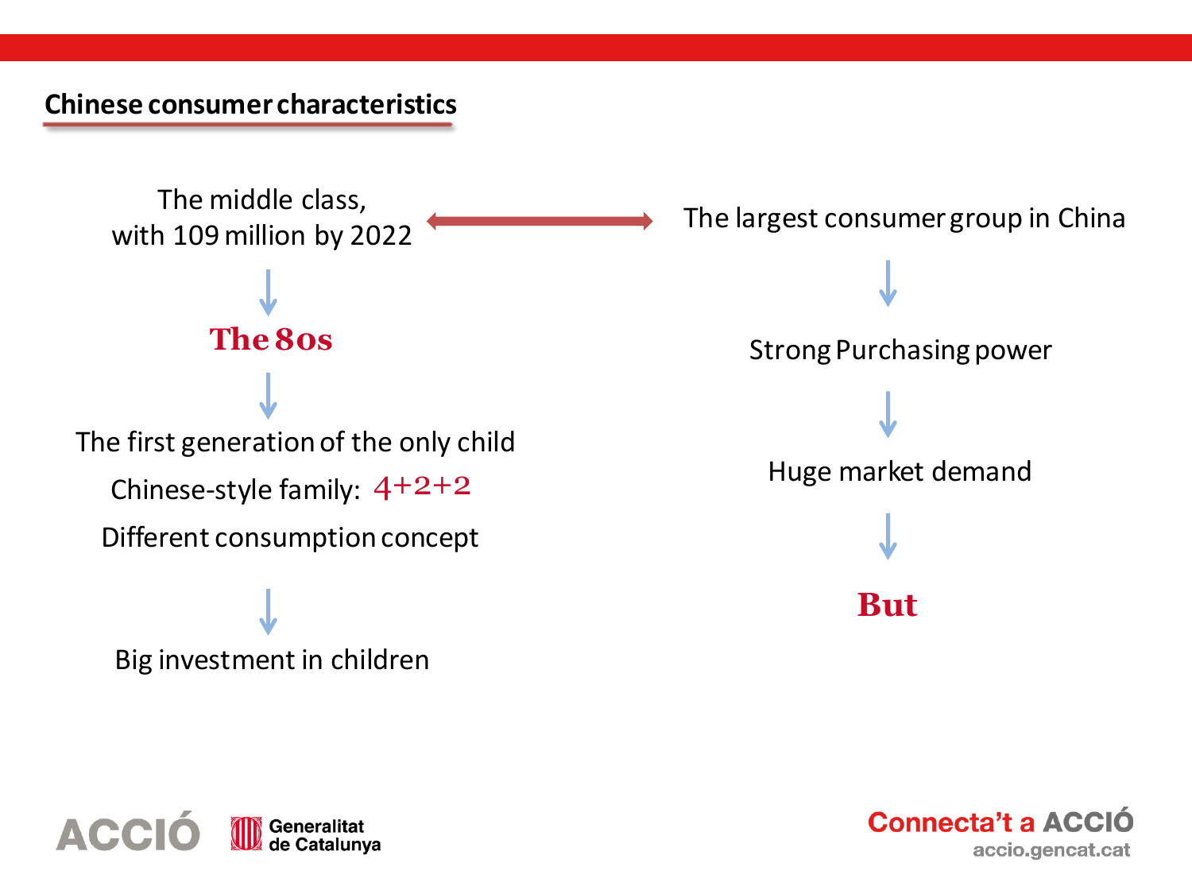## Chinese consumer characteristics

The middle class,
with 109 million by 2022 ↔ The largest consumer group in China

↓

**The 80s**

↓

The first generation of the only child

Chinese-style family: **4+2+2**

Different consumption concept

↓

Big investment in children

The largest consumer group in China

↓

Strong Purchasing power

↓

Huge market demand

↓

**But**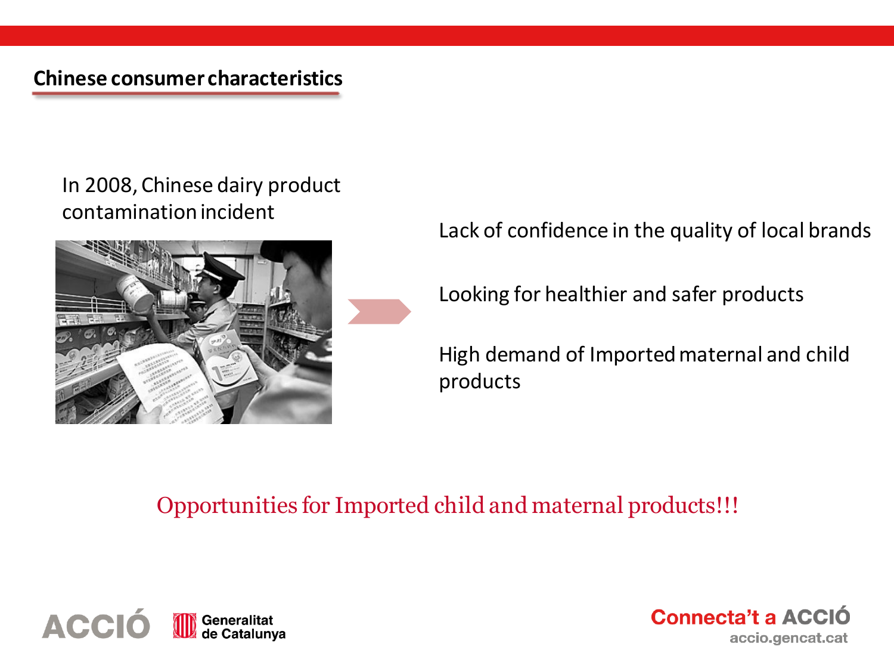## Chinese consumer characteristics

In 2008, Chinese dairy product contamination incident

Lack of confidence in the quality of local brands

Looking for healthier and safer products

High demand of Imported maternal and child products

Opportunities for Imported child and maternal products!!!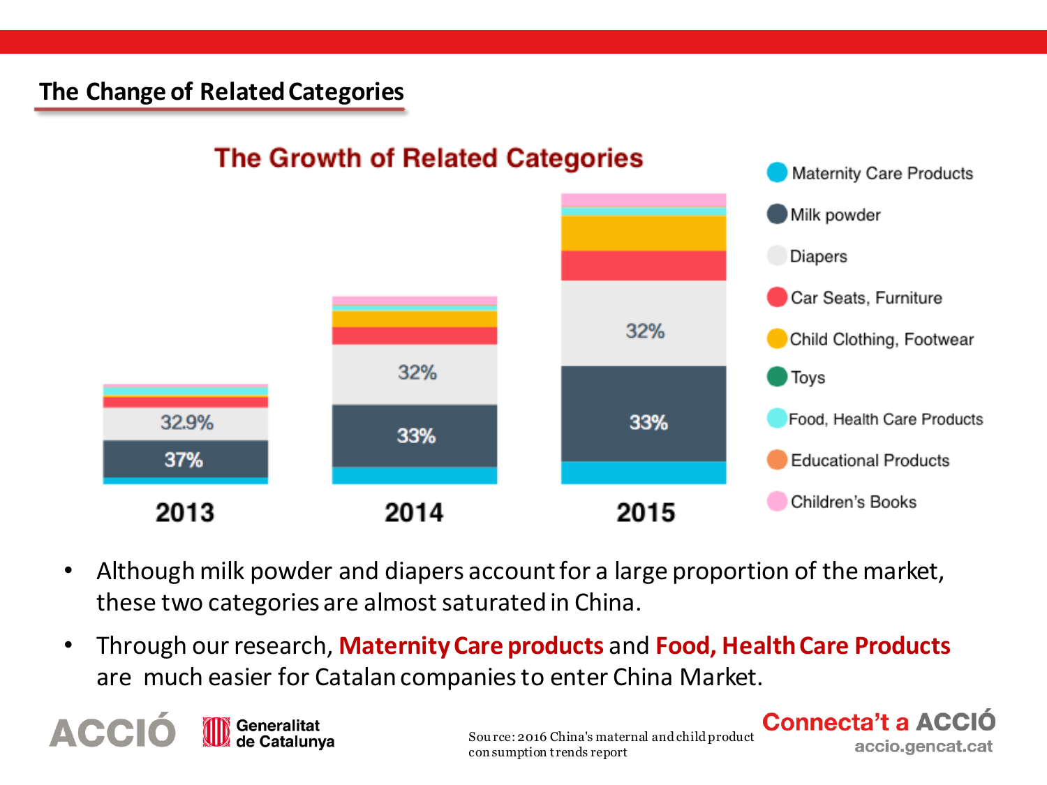## The Change of Related Categories

**The Growth of Related Categories**

| | 2013 | 2014 | 2015 |
|---|---|---|---|
| Milk powder | 37% | 33% | 33% |
| Diapers | 32.9% | 32% | 32% |

Legend: Maternity Care Products, Milk powder, Diapers, Car Seats, Furniture, Child Clothing, Footwear, Toys, Food, Health Care Products, Educational Products, Children's Books

- Although milk powder and diapers account for a large proportion of the market, these two categories are almost saturated in China.
- Through our research, **Maternity Care products** and **Food, Health Care Products** are much easier for Catalan companies to enter China Market.

Source: 2016 China's maternal and child product consumption trends report

ACCIÓ | Generalitat de Catalunya | Connecta't a ACCIÓ | accio.gencat.cat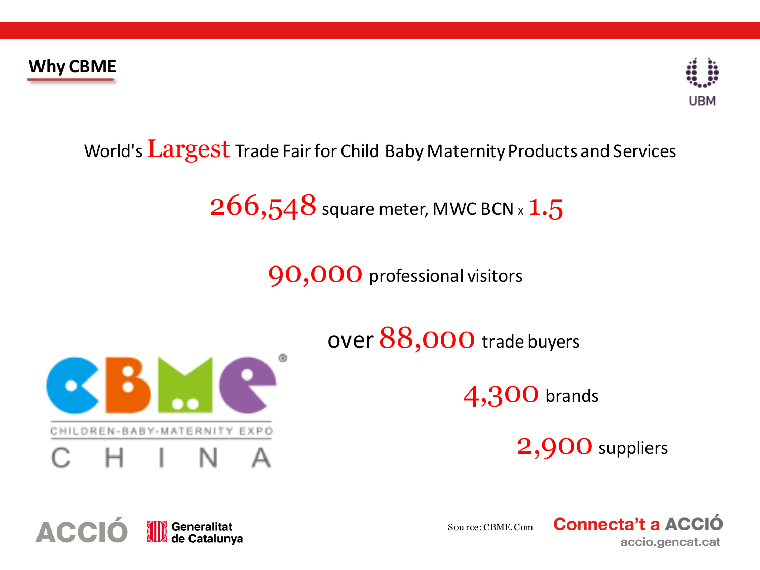## Why CBME

World's **Largest** Trade Fair for Child Baby Maternity Products and Services

**266,548** square meter, MWC BCN x **1.5**

**90,000** professional visitors

over **88,000** trade buyers

**4,300** brands

**2,900** suppliers

CBME
CHILDREN-BABY-MATERNITY EXPO
CHINA

Source: CBME.Com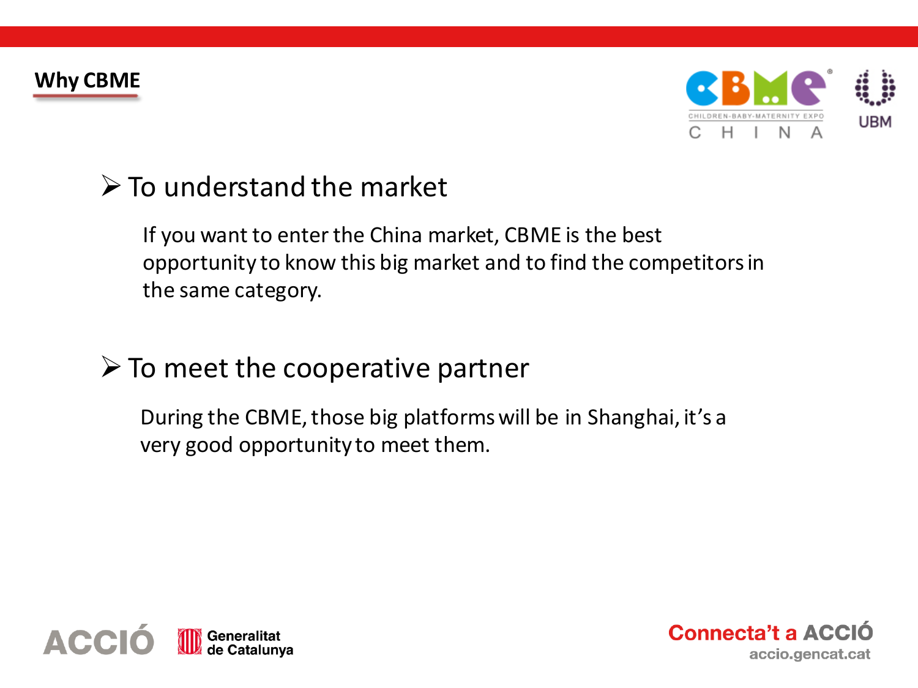## Why CBME

- To understand the market

  If you want to enter the China market, CBME is the best opportunity to know this big market and to find the competitors in the same category.

- To meet the cooperative partner

  During the CBME, those big platforms will be in Shanghai, it's a very good opportunity to meet them.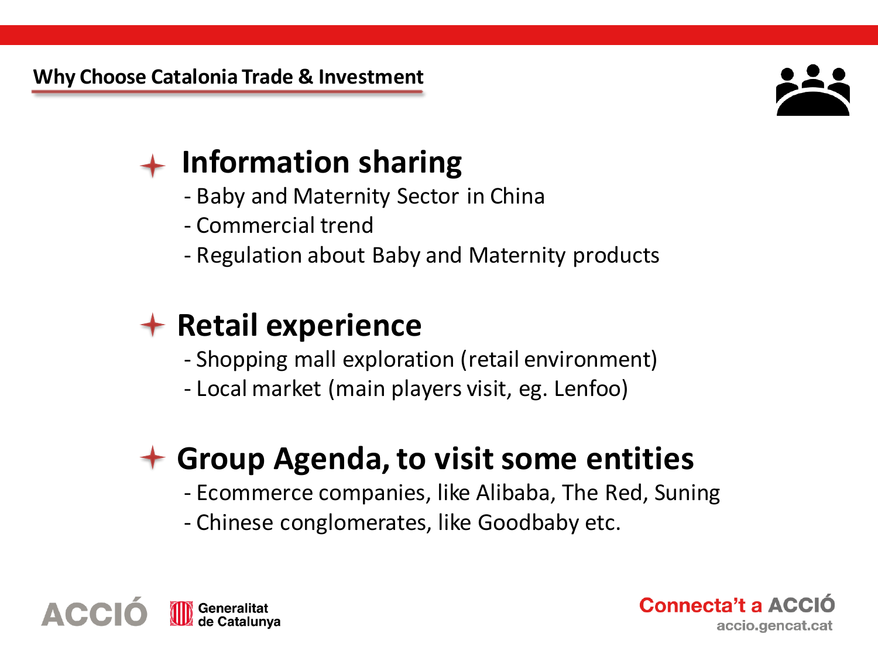## Why Choose Catalonia Trade & Investment

### Information sharing

- Baby and Maternity Sector in China
- Commercial trend
- Regulation about Baby and Maternity products

### Retail experience

- Shopping mall exploration (retail environment)
- Local market (main players visit, eg. Lenfoo)

### Group Agenda, to visit some entities

- Ecommerce companies, like Alibaba, The Red, Suning
- Chinese conglomerates, like Goodbaby etc.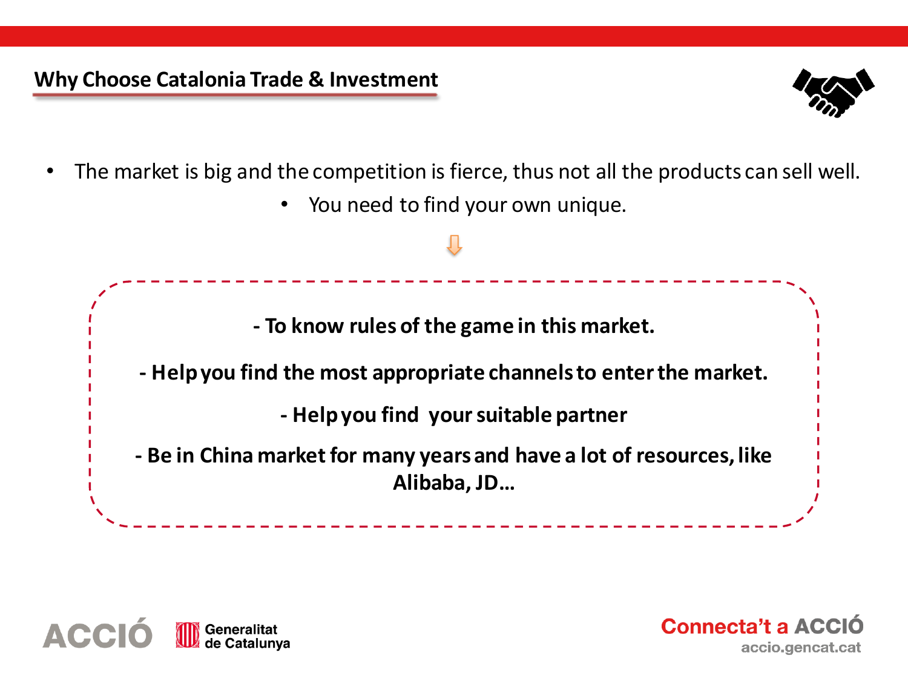## Why Choose Catalonia Trade & Investment

- The market is big and the competition is fierce, thus not all the products can sell well.
  - You need to find your own unique.

⇩

**- To know rules of the game in this market.**

**- Help you find the most appropriate channels to enter the market.**

**- Help you find your suitable partner**

**- Be in China market for many years and have a lot of resources, like Alibaba, JD…**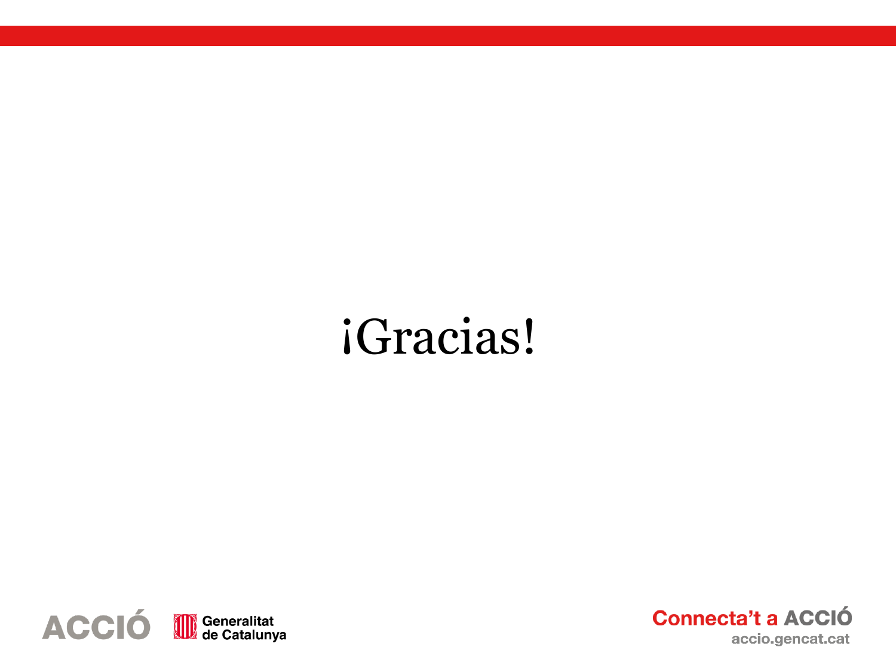¡Gracias!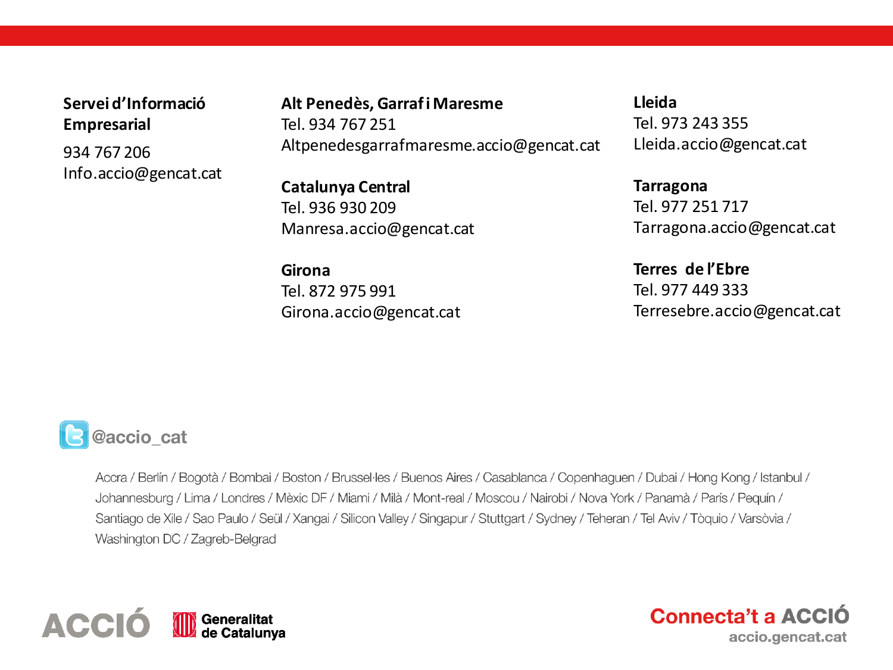**Servei d'Informació Empresarial**

934 767 206
Info.accio@gencat.cat

**Alt Penedès, Garraf i Maresme**
Tel. 934 767 251
Altpenedesgarrafmaresme.accio@gencat.cat

**Catalunya Central**
Tel. 936 930 209
Manresa.accio@gencat.cat

**Girona**
Tel. 872 975 991
Girona.accio@gencat.cat

**Lleida**
Tel. 973 243 355
Lleida.accio@gencat.cat

**Tarragona**
Tel. 977 251 717
Tarragona.accio@gencat.cat

**Terres de l'Ebre**
Tel. 977 449 333
Terresebre.accio@gencat.cat

@accio_cat

Accra / Berlín / Bogotà / Bombai / Boston / Brussel·les / Buenos Aires / Casablanca / Copenhaguen / Dubai / Hong Kong / Istanbul / Johannesburg / Lima / Londres / Mèxic DF / Miami / Milà / Mont-real / Moscou / Nairobi / Nova York / Panamà / París / Pequín / Santiago de Xile / Sao Paulo / Seül / Xangai / Silicon Valley / Singapur / Stuttgart / Sydney / Teheran / Tel Aviv / Tòquio / Varsòvia / Washington DC / Zagreb-Belgrad

ACCIÓ Generalitat de Catalunya

Connecta't a ACCIÓ
accio.gencat.cat